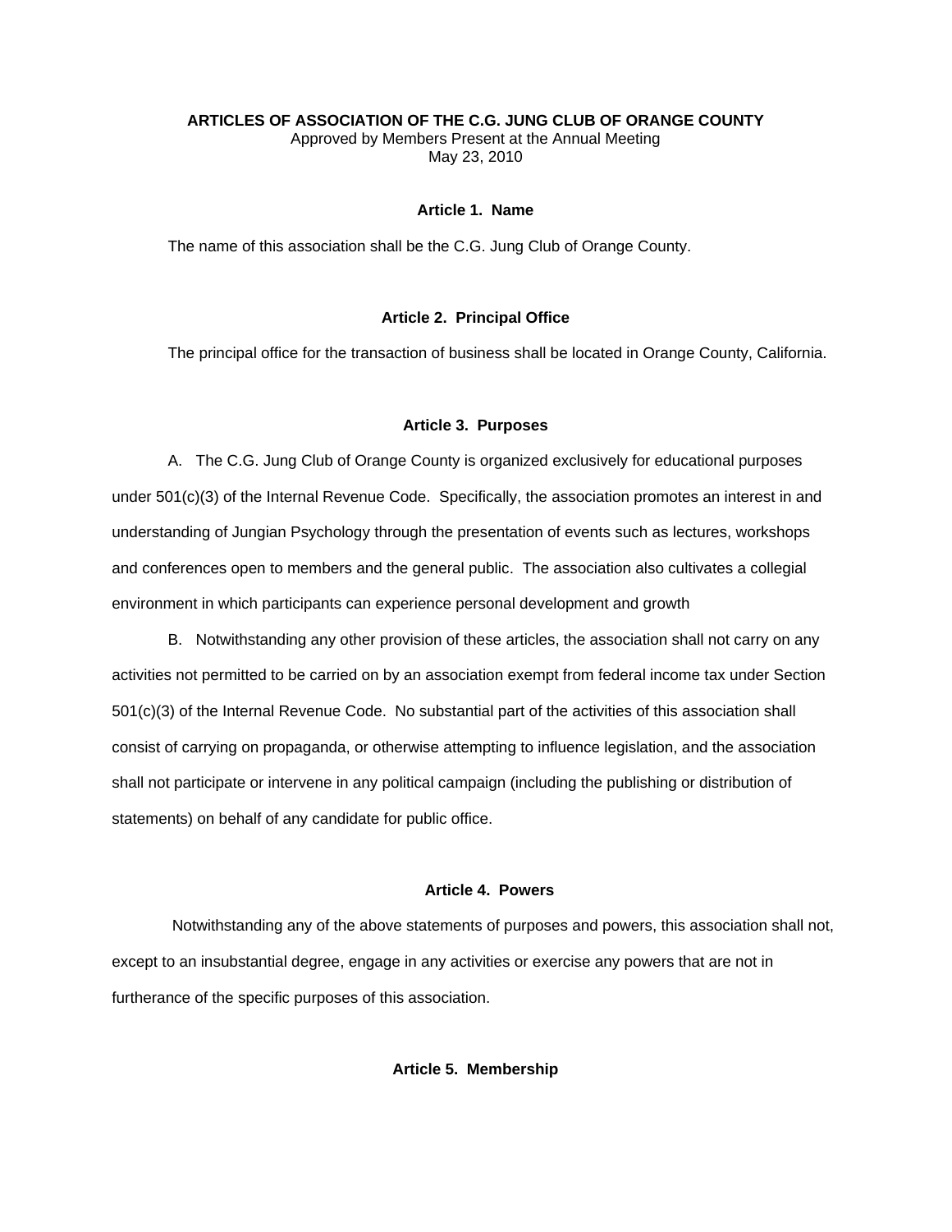# ARTICLES OF ASSOCIATION OF THE C.G. JUNG CLUB OF ORANGE COUNTY

Approved by Members Present at the Annual Meeting
May 23, 2010

## Article 1. Name

The name of this association shall be the C.G. Jung Club of Orange County.

## Article 2. Principal Office

The principal office for the transaction of business shall be located in Orange County, California.

## Article 3. Purposes

A. The C.G. Jung Club of Orange County is organized exclusively for educational purposes under 501(c)(3) of the Internal Revenue Code. Specifically, the association promotes an interest in and understanding of Jungian Psychology through the presentation of events such as lectures, workshops and conferences open to members and the general public. The association also cultivates a collegial environment in which participants can experience personal development and growth

B. Notwithstanding any other provision of these articles, the association shall not carry on any activities not permitted to be carried on by an association exempt from federal income tax under Section 501(c)(3) of the Internal Revenue Code. No substantial part of the activities of this association shall consist of carrying on propaganda, or otherwise attempting to influence legislation, and the association shall not participate or intervene in any political campaign (including the publishing or distribution of statements) on behalf of any candidate for public office.

## Article 4. Powers

Notwithstanding any of the above statements of purposes and powers, this association shall not, except to an insubstantial degree, engage in any activities or exercise any powers that are not in furtherance of the specific purposes of this association.

## Article 5. Membership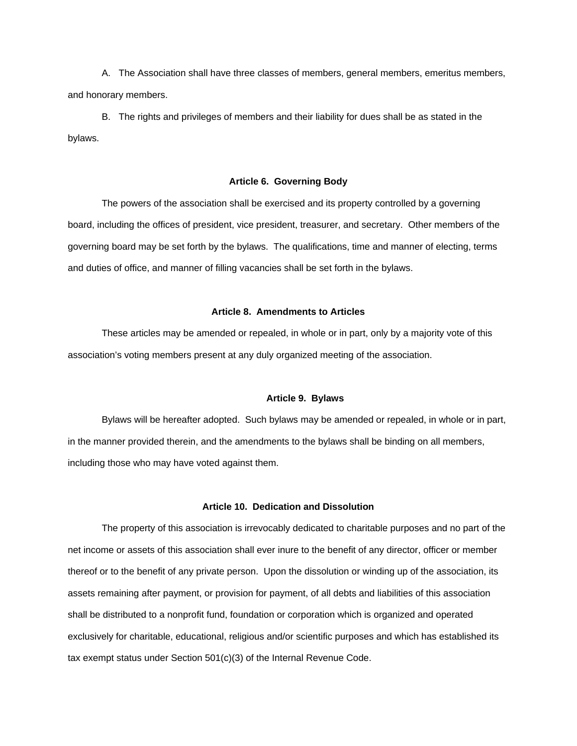A. The Association shall have three classes of members, general members, emeritus members, and honorary members.

B. The rights and privileges of members and their liability for dues shall be as stated in the bylaws.

### Article 6. Governing Body

The powers of the association shall be exercised and its property controlled by a governing board, including the offices of president, vice president, treasurer, and secretary. Other members of the governing board may be set forth by the bylaws. The qualifications, time and manner of electing, terms and duties of office, and manner of filling vacancies shall be set forth in the bylaws.

### Article 8. Amendments to Articles

These articles may be amended or repealed, in whole or in part, only by a majority vote of this association's voting members present at any duly organized meeting of the association.

### Article 9. Bylaws

Bylaws will be hereafter adopted. Such bylaws may be amended or repealed, in whole or in part, in the manner provided therein, and the amendments to the bylaws shall be binding on all members, including those who may have voted against them.

### Article 10. Dedication and Dissolution

The property of this association is irrevocably dedicated to charitable purposes and no part of the net income or assets of this association shall ever inure to the benefit of any director, officer or member thereof or to the benefit of any private person. Upon the dissolution or winding up of the association, its assets remaining after payment, or provision for payment, of all debts and liabilities of this association shall be distributed to a nonprofit fund, foundation or corporation which is organized and operated exclusively for charitable, educational, religious and/or scientific purposes and which has established its tax exempt status under Section 501(c)(3) of the Internal Revenue Code.